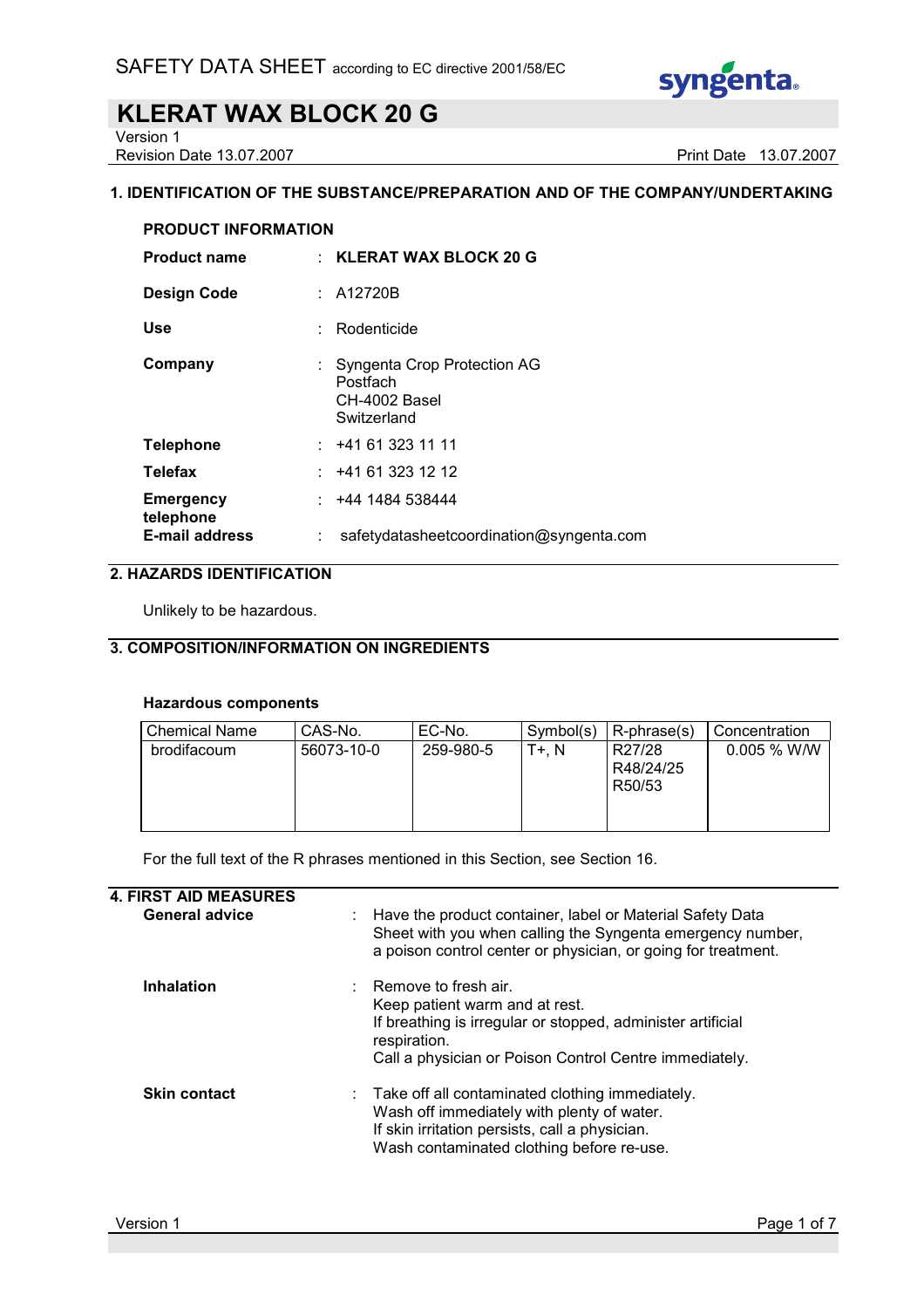SAFETY DATA SHEET according to EC directive 2001/58/EC

# KLERAT WAX BLOCK 20 G

Version 1
Revision Date 13.07.2007

Print Date 13.07.2007

## 1. IDENTIFICATION OF THE SUBSTANCE/PREPARATION AND OF THE COMPANY/UNDERTAKING

**PRODUCT INFORMATION**

**Product name** : **KLERAT WAX BLOCK 20 G**

**Design Code** : A12720B

**Use** : Rodenticide

**Company** : Syngenta Crop Protection AG
Postfach
CH-4002 Basel
Switzerland

**Telephone** : +41 61 323 11 11

**Telefax** : +41 61 323 12 12

**Emergency telephone** : +44 1484 538444

**E-mail address** : safetydatasheetcoordination@syngenta.com

## 2. HAZARDS IDENTIFICATION

Unlikely to be hazardous.

## 3. COMPOSITION/INFORMATION ON INGREDIENTS

**Hazardous components**

| Chemical Name | CAS-No. | EC-No. | Symbol(s) | R-phrase(s) | Concentration |
|---|---|---|---|---|---|
| brodifacoum | 56073-10-0 | 259-980-5 | T+, N | R27/28<br>R48/24/25<br>R50/53 | 0.005 % W/W |

For the full text of the R phrases mentioned in this Section, see Section 16.

## 4. FIRST AID MEASURES

**General advice** : Have the product container, label or Material Safety Data Sheet with you when calling the Syngenta emergency number, a poison control center or physician, or going for treatment.

**Inhalation** : Remove to fresh air.
Keep patient warm and at rest.
If breathing is irregular or stopped, administer artificial respiration.
Call a physician or Poison Control Centre immediately.

**Skin contact** : Take off all contaminated clothing immediately.
Wash off immediately with plenty of water.
If skin irritation persists, call a physician.
Wash contaminated clothing before re-use.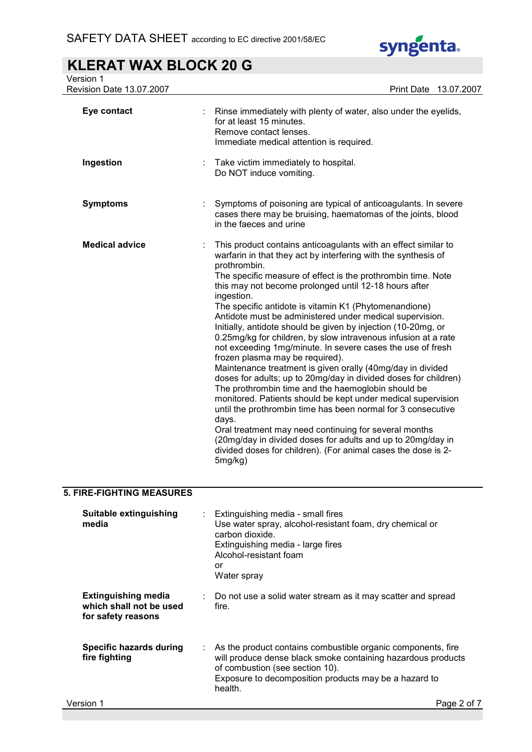| | | |
|---|---|---|
| **Eye contact** | : | Rinse immediately with plenty of water, also under the eyelids, for at least 15 minutes.<br>Remove contact lenses.<br>Immediate medical attention is required. |
| **Ingestion** | : | Take victim immediately to hospital.<br>Do NOT induce vomiting. |
| **Symptoms** | : | Symptoms of poisoning are typical of anticoagulants. In severe cases there may be bruising, haematomas of the joints, blood in the faeces and urine |
| **Medical advice** | : | This product contains anticoagulants with an effect similar to warfarin in that they act by interfering with the synthesis of prothrombin.<br>The specific measure of effect is the prothrombin time. Note this may not become prolonged until 12-18 hours after ingestion.<br>The specific antidote is vitamin K1 (Phytomenandione)<br>Antidote must be administered under medical supervision.<br>Initially, antidote should be given by injection (10-20mg, or 0.25mg/kg for children, by slow intravenous infusion at a rate not exceeding 1mg/minute. In severe cases the use of fresh frozen plasma may be required).<br>Maintenance treatment is given orally (40mg/day in divided doses for adults; up to 20mg/day in divided doses for children)<br>The prothrombin time and the haemoglobin should be monitored. Patients should be kept under medical supervision until the prothrombin time has been normal for 3 consecutive days.<br>Oral treatment may need continuing for several months (20mg/day in divided doses for adults and up to 20mg/day in divided doses for children). (For animal cases the dose is 2-5mg/kg) |

## 5. FIRE-FIGHTING MEASURES

| | | |
|---|---|---|
| **Suitable extinguishing media** | : | Extinguishing media - small fires<br>Use water spray, alcohol-resistant foam, dry chemical or carbon dioxide.<br>Extinguishing media - large fires<br>Alcohol-resistant foam<br>or<br>Water spray |
| **Extinguishing media which shall not be used for safety reasons** | : | Do not use a solid water stream as it may scatter and spread fire. |
| **Specific hazards during fire fighting** | : | As the product contains combustible organic components, fire will produce dense black smoke containing hazardous products of combustion (see section 10).<br>Exposure to decomposition products may be a hazard to health. |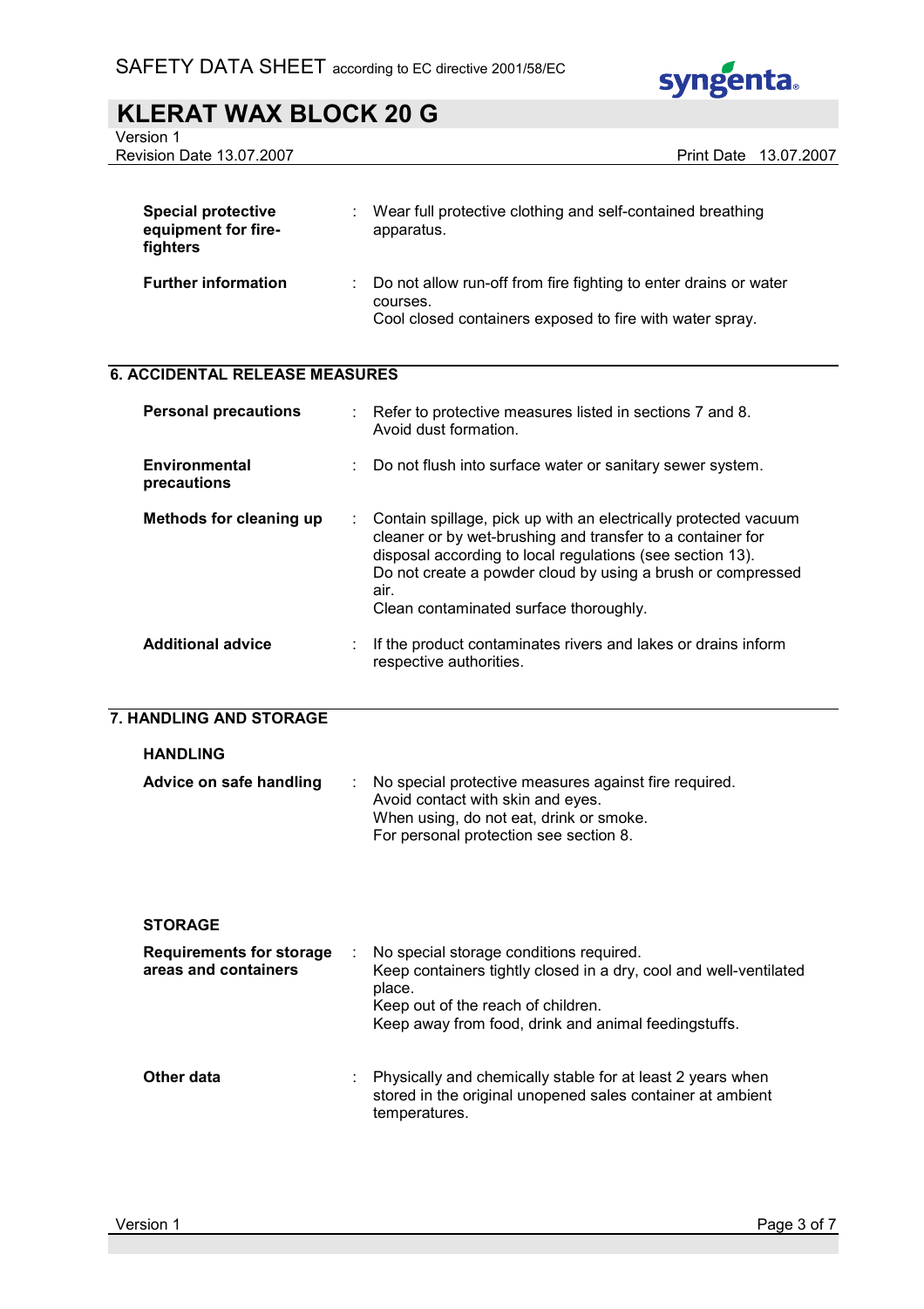| | |
|---|---|
| **Special protective equipment for fire-fighters** | Wear full protective clothing and self-contained breathing apparatus. |
| **Further information** | Do not allow run-off from fire fighting to enter drains or water courses.<br>Cool closed containers exposed to fire with water spray. |

## 6. ACCIDENTAL RELEASE MEASURES

| | |
|---|---|
| **Personal precautions** | Refer to protective measures listed in sections 7 and 8.<br>Avoid dust formation. |
| **Environmental precautions** | Do not flush into surface water or sanitary sewer system. |
| **Methods for cleaning up** | Contain spillage, pick up with an electrically protected vacuum cleaner or by wet-brushing and transfer to a container for disposal according to local regulations (see section 13).<br>Do not create a powder cloud by using a brush or compressed air.<br>Clean contaminated surface thoroughly. |
| **Additional advice** | If the product contaminates rivers and lakes or drains inform respective authorities. |

## 7. HANDLING AND STORAGE

### HANDLING

| | |
|---|---|
| **Advice on safe handling** | No special protective measures against fire required.<br>Avoid contact with skin and eyes.<br>When using, do not eat, drink or smoke.<br>For personal protection see section 8. |

### STORAGE

| | |
|---|---|
| **Requirements for storage areas and containers** | No special storage conditions required.<br>Keep containers tightly closed in a dry, cool and well-ventilated place.<br>Keep out of the reach of children.<br>Keep away from food, drink and animal feedingstuffs. |
| **Other data** | Physically and chemically stable for at least 2 years when stored in the original unopened sales container at ambient temperatures. |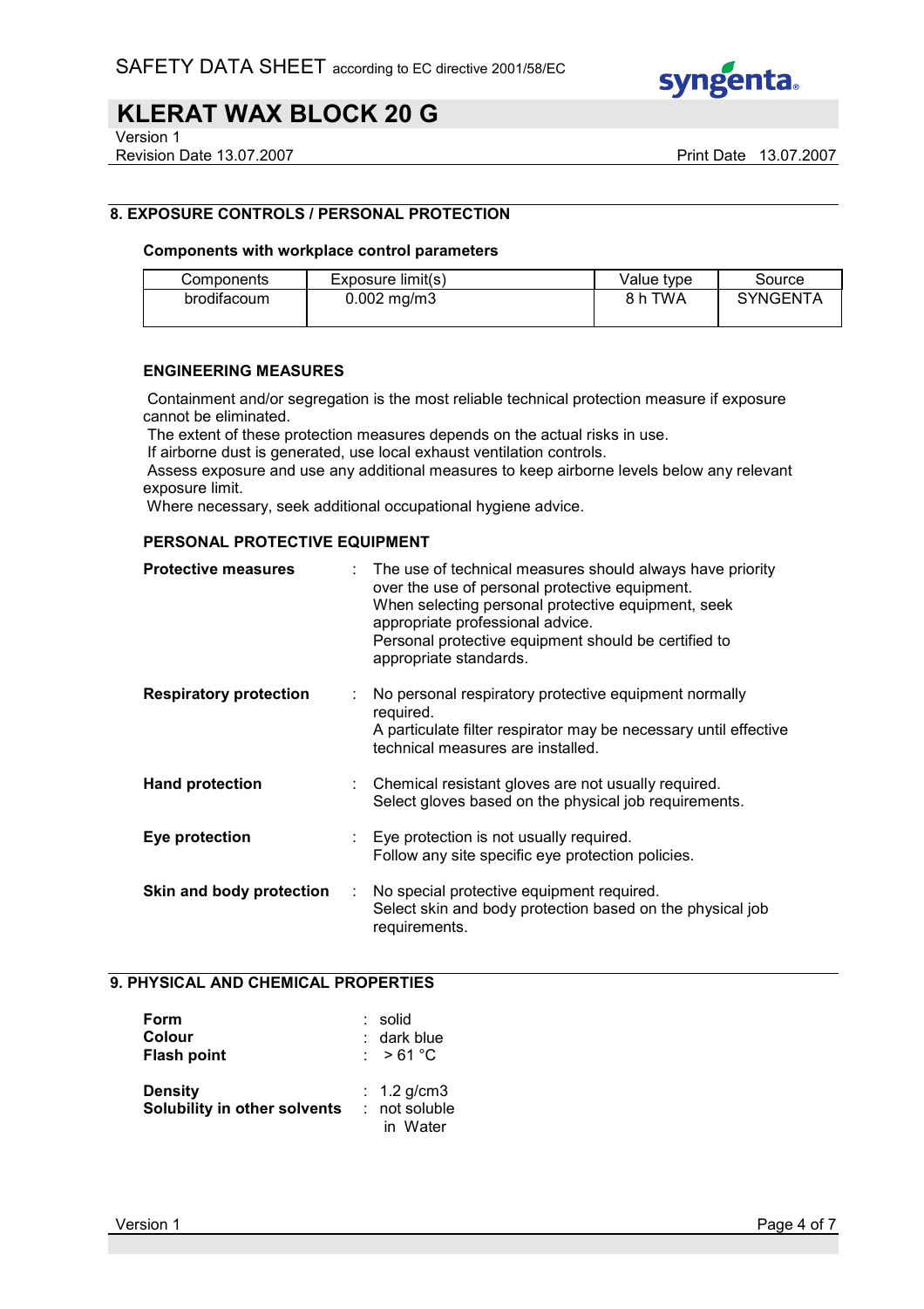## 8. EXPOSURE CONTROLS / PERSONAL PROTECTION

### Components with workplace control parameters

| Components | Exposure limit(s) | Value type | Source |
|---|---|---|---|
| brodifacoum | 0.002 mg/m3 | 8 h TWA | SYNGENTA |

### ENGINEERING MEASURES

Containment and/or segregation is the most reliable technical protection measure if exposure cannot be eliminated.
The extent of these protection measures depends on the actual risks in use.
If airborne dust is generated, use local exhaust ventilation controls.
Assess exposure and use any additional measures to keep airborne levels below any relevant exposure limit.
Where necessary, seek additional occupational hygiene advice.

### PERSONAL PROTECTIVE EQUIPMENT

**Protective measures** : The use of technical measures should always have priority over the use of personal protective equipment.
When selecting personal protective equipment, seek appropriate professional advice.
Personal protective equipment should be certified to appropriate standards.

**Respiratory protection** : No personal respiratory protective equipment normally required.
A particulate filter respirator may be necessary until effective technical measures are installed.

**Hand protection** : Chemical resistant gloves are not usually required.
Select gloves based on the physical job requirements.

**Eye protection** : Eye protection is not usually required.
Follow any site specific eye protection policies.

**Skin and body protection** : No special protective equipment required.
Select skin and body protection based on the physical job requirements.

## 9. PHYSICAL AND CHEMICAL PROPERTIES

**Form** : solid
**Colour** : dark blue
**Flash point** : > 61 °C

**Density** : 1.2 g/cm3
**Solubility in other solvents** : not soluble in Water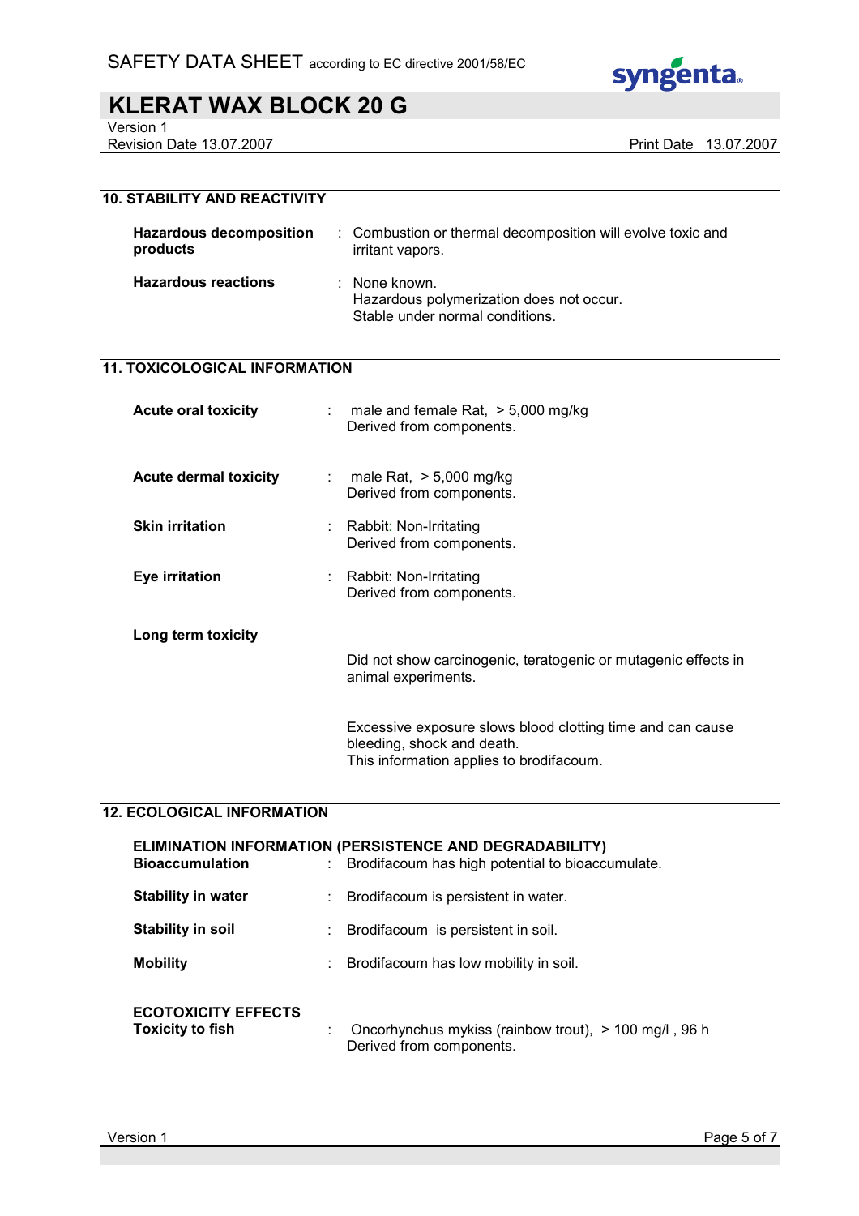## 10. STABILITY AND REACTIVITY

| | |
|---|---|
| **Hazardous decomposition products** | : Combustion or thermal decomposition will evolve toxic and irritant vapors. |
| **Hazardous reactions** | : None known.<br>Hazardous polymerization does not occur.<br>Stable under normal conditions. |

## 11. TOXICOLOGICAL INFORMATION

| | |
|---|---|
| **Acute oral toxicity** | : male and female Rat, > 5,000 mg/kg<br>Derived from components. |
| **Acute dermal toxicity** | : male Rat, > 5,000 mg/kg<br>Derived from components. |
| **Skin irritation** | : Rabbit: Non-Irritating<br>Derived from components. |
| **Eye irritation** | : Rabbit: Non-Irritating<br>Derived from components. |

**Long term toxicity**

Did not show carcinogenic, teratogenic or mutagenic effects in animal experiments.

Excessive exposure slows blood clotting time and can cause bleeding, shock and death.
This information applies to brodifacoum.

## 12. ECOLOGICAL INFORMATION

**ELIMINATION INFORMATION (PERSISTENCE AND DEGRADABILITY)**

| | |
|---|---|
| **Bioaccumulation** | : Brodifacoum has high potential to bioaccumulate. |
| **Stability in water** | : Brodifacoum is persistent in water. |
| **Stability in soil** | : Brodifacoum is persistent in soil. |
| **Mobility** | : Brodifacoum has low mobility in soil. |

**ECOTOXICITY EFFECTS**

| | |
|---|---|
| **Toxicity to fish** | : Oncorhynchus mykiss (rainbow trout), > 100 mg/l , 96 h<br>Derived from components. |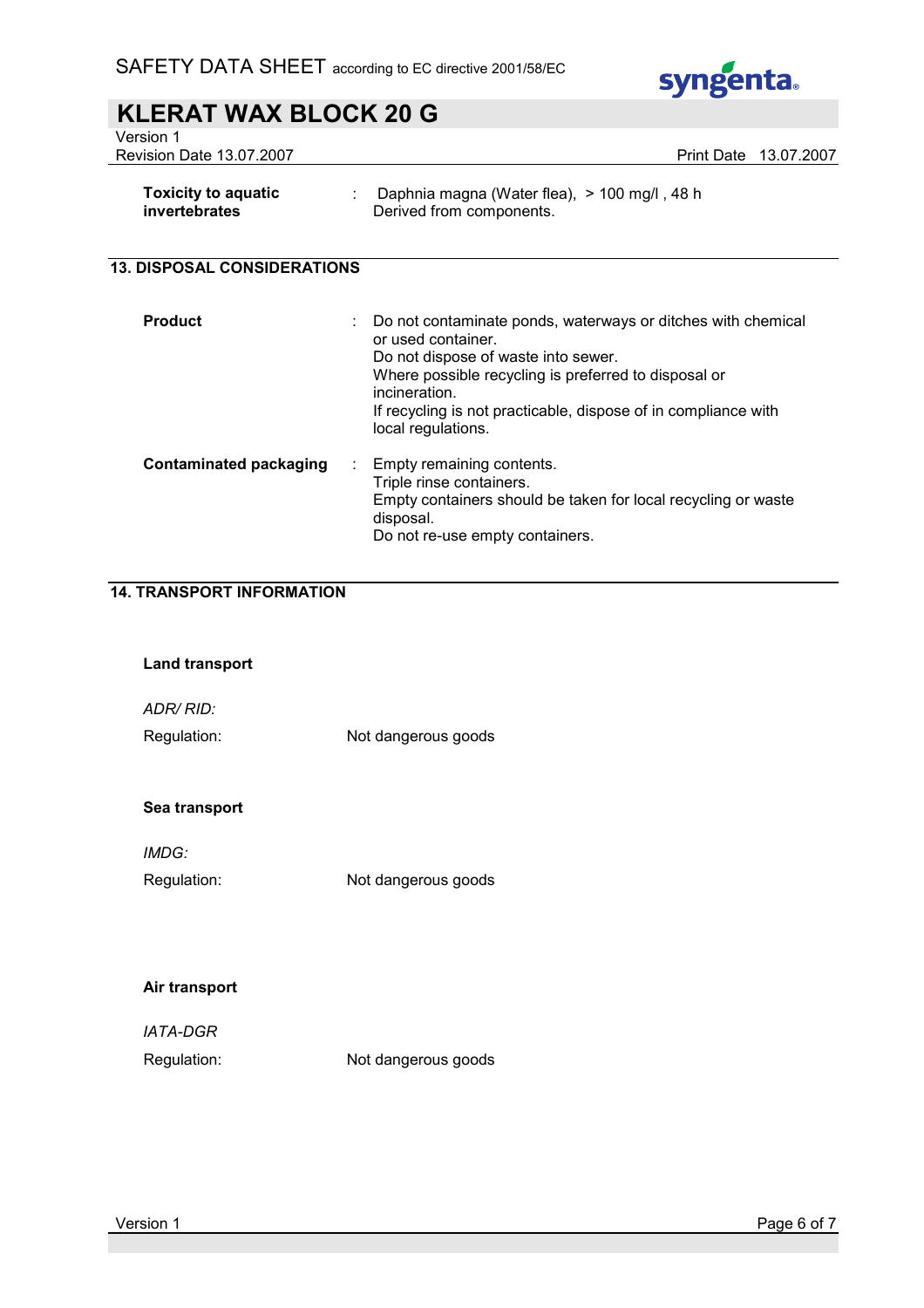| | | |
|---|---|---|
| **Toxicity to aquatic invertebrates** | : | Daphnia magna (Water flea), > 100 mg/l , 48 h<br>Derived from components. |

## 13. DISPOSAL CONSIDERATIONS

| | | |
|---|---|---|
| **Product** | : | Do not contaminate ponds, waterways or ditches with chemical or used container.<br>Do not dispose of waste into sewer.<br>Where possible recycling is preferred to disposal or incineration.<br>If recycling is not practicable, dispose of in compliance with local regulations. |
| **Contaminated packaging** | : | Empty remaining contents.<br>Triple rinse containers.<br>Empty containers should be taken for local recycling or waste disposal.<br>Do not re-use empty containers. |

## 14. TRANSPORT INFORMATION

**Land transport**

*ADR/ RID:*

Regulation: Not dangerous goods

**Sea transport**

*IMDG:*

Regulation: Not dangerous goods

**Air transport**

*IATA-DGR*

Regulation: Not dangerous goods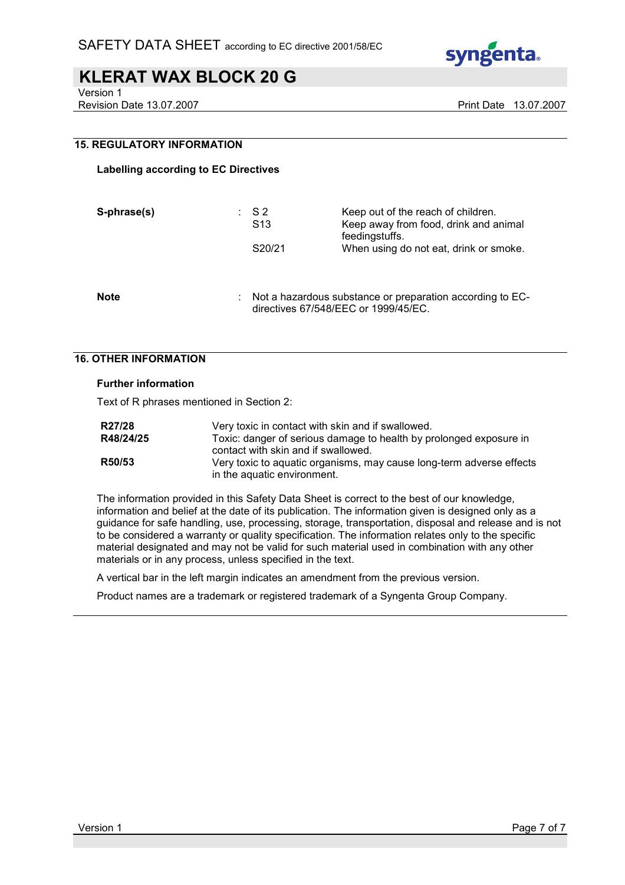## 15. REGULATORY INFORMATION

**Labelling according to EC Directives**

| | | |
|---|---|---|
| **S-phrase(s)** | S 2 | Keep out of the reach of children. |
| | S13 | Keep away from food, drink and animal feedingstuffs. |
| | S20/21 | When using do not eat, drink or smoke. |

**Note** : Not a hazardous substance or preparation according to EC-directives 67/548/EEC or 1999/45/EC.

## 16. OTHER INFORMATION

**Further information**

Text of R phrases mentioned in Section 2:

| | |
|---|---|
| **R27/28** | Very toxic in contact with skin and if swallowed. |
| **R48/24/25** | Toxic: danger of serious damage to health by prolonged exposure in contact with skin and if swallowed. |
| **R50/53** | Very toxic to aquatic organisms, may cause long-term adverse effects in the aquatic environment. |

The information provided in this Safety Data Sheet is correct to the best of our knowledge, information and belief at the date of its publication. The information given is designed only as a guidance for safe handling, use, processing, storage, transportation, disposal and release and is not to be considered a warranty or quality specification. The information relates only to the specific material designated and may not be valid for such material used in combination with any other materials or in any process, unless specified in the text.

A vertical bar in the left margin indicates an amendment from the previous version.

Product names are a trademark or registered trademark of a Syngenta Group Company.